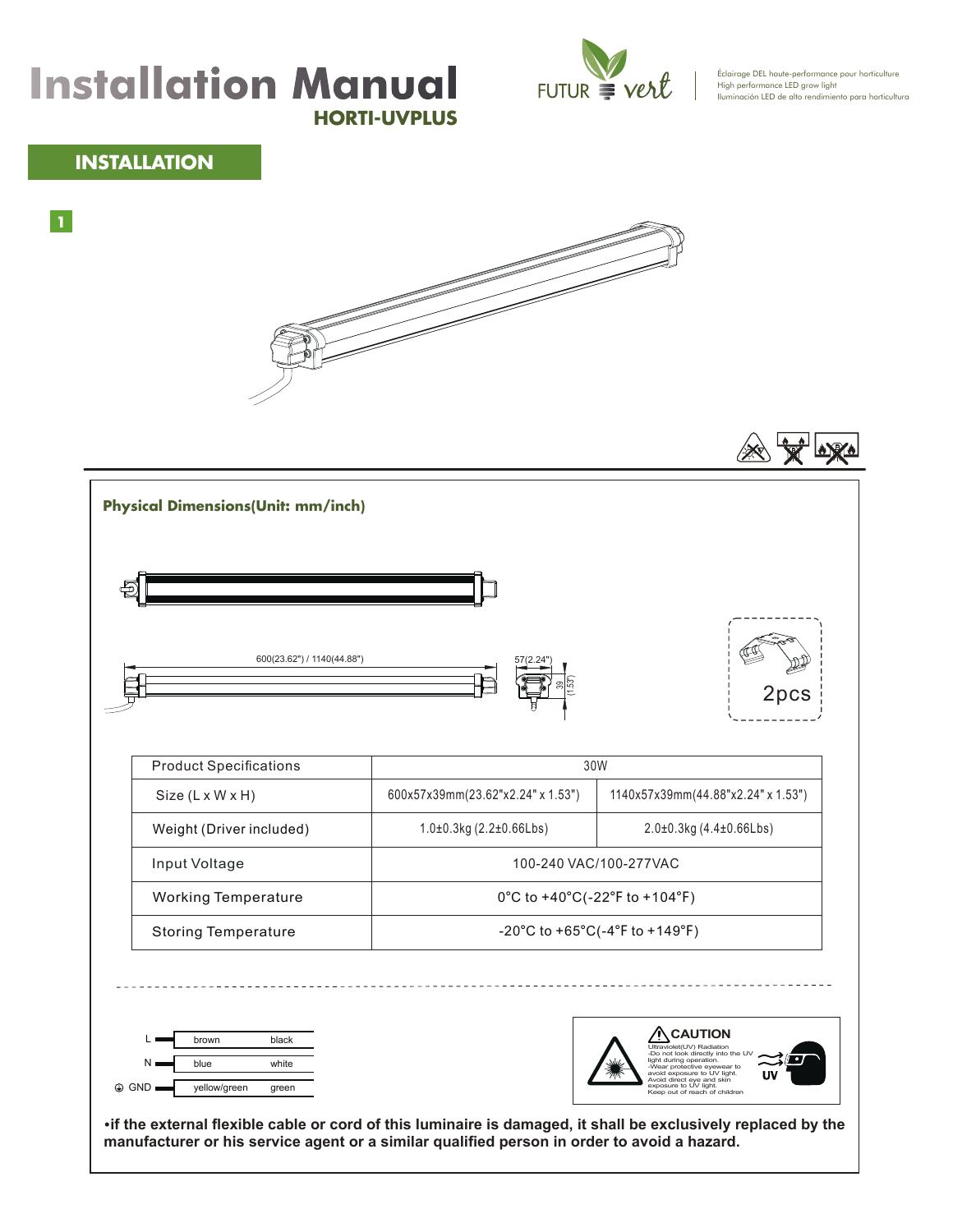# Installation Manual

## HORTI-UVPLUS

FUTUR vert

Éclairage DEL haute-performance pour horticulture
High performance LED grow light
Iluminación LED de alto rendimiento para horticultura

## INSTALLATION

1

### Physical Dimensions(Unit: mm/inch)

600(23.62") / 1140(44.88")

57(2.24")

39 (1.53")

2pcs

| Product Specifications | 30W | |
|---|---|---|
| Size (L x W x H) | 600x57x39mm(23.62"x2.24" x 1.53") | 1140x57x39mm(44.88"x2.24" x 1.53") |
| Weight (Driver included) | 1.0±0.3kg (2.2±0.66Lbs) | 2.0±0.3kg (4.4±0.66Lbs) |
| Input Voltage | 100-240 VAC/100-277VAC | |
| Working Temperature | 0°C to +40°C(-22°F to +104°F) | |
| Storing Temperature | -20°C to +65°C(-4°F to +149°F) | |

| | | |
|---|---|---|
| L | brown | black |
| N | blue | white |
| GND | yellow/green | green |

**CAUTION**
Ultraviolet(UV) Radiation
-Do not look directly into the UV light during operation.
-Wear protective eyewear to avoid exposure to UV light.
Avoid direct eye and skin exposure to UV light.
Keep out of reach of children

UV

**•if the external flexible cable or cord of this luminaire is damaged, it shall be exclusively replaced by the manufacturer or his service agent or a similar qualified person in order to avoid a hazard.**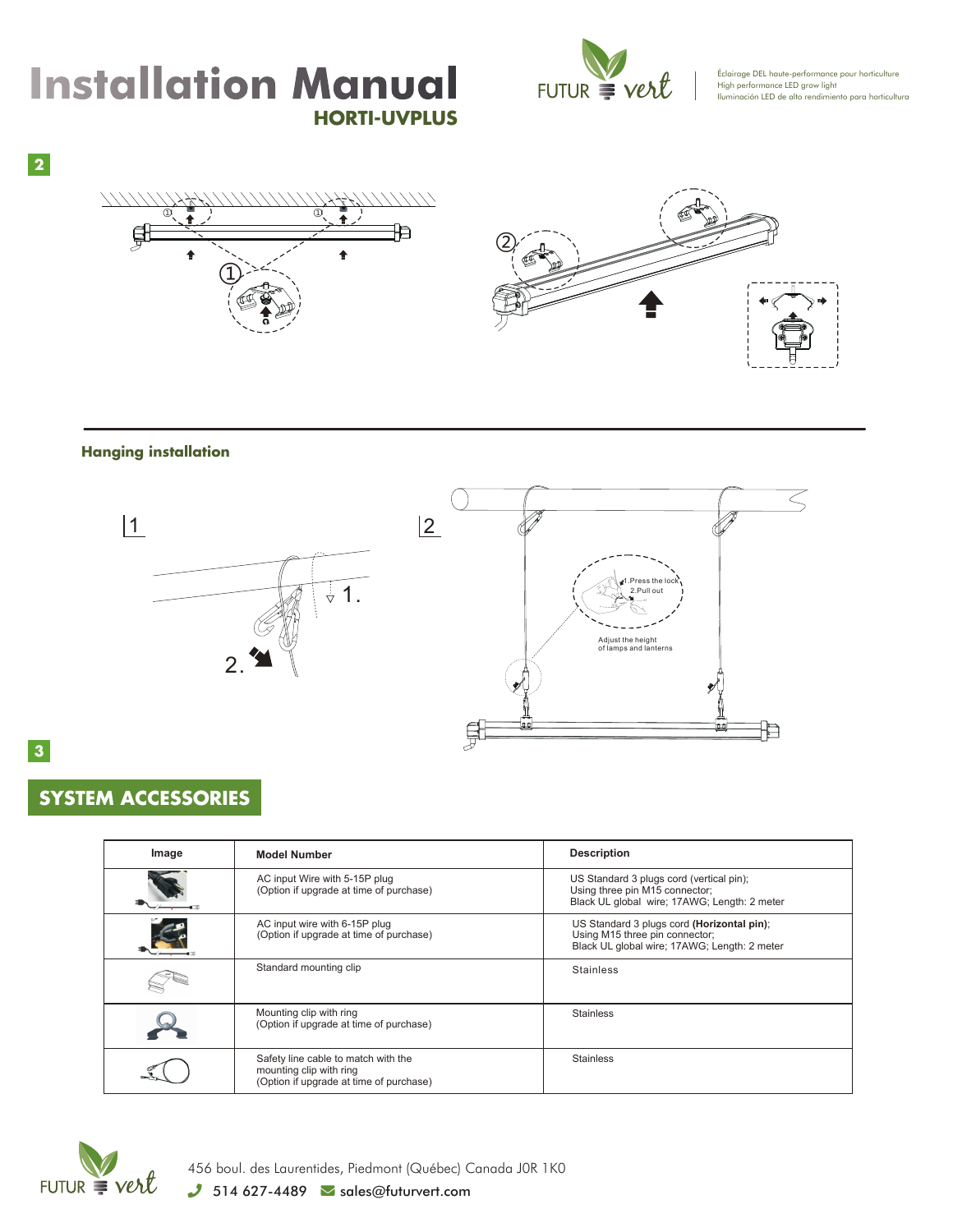# Installation Manual

## HORTI-UVPLUS

Éclairage DEL haute-performance pour horticulture
High performance LED grow light
Iluminación LED de alto rendimiento para horticultura

**2**

① ①

①

②

### Hanging installation

1

1.

2.

2

1.Press the lock
2.Pull out

Adjust the height
of lamps and lanterns

**3**

## SYSTEM ACCESSORIES

| Image | Model Number | Description |
|---|---|---|
| | AC input Wire with 5-15P plug<br>(Option if upgrade at time of purchase) | US Standard 3 plugs cord (vertical pin);<br>Using three pin M15 connector;<br>Black UL global wire; 17AWG; Length: 2 meter |
| | AC input wire with 6-15P plug<br>(Option if upgrade at time of purchase) | US Standard 3 plugs cord **(Horizontal pin)**;<br>Using M15 three pin connector;<br>Black UL global wire; 17AWG; Length: 2 meter |
| | Standard mounting clip | Stainless |
| | Mounting clip with ring<br>(Option if upgrade at time of purchase) | Stainless |
| | Safety line cable to match with the mounting clip with ring<br>(Option if upgrade at time of purchase) | Stainless |

456 boul. des Laurentides, Piedmont (Québec) Canada J0R 1K0
514 627-4489 sales@futurvert.com